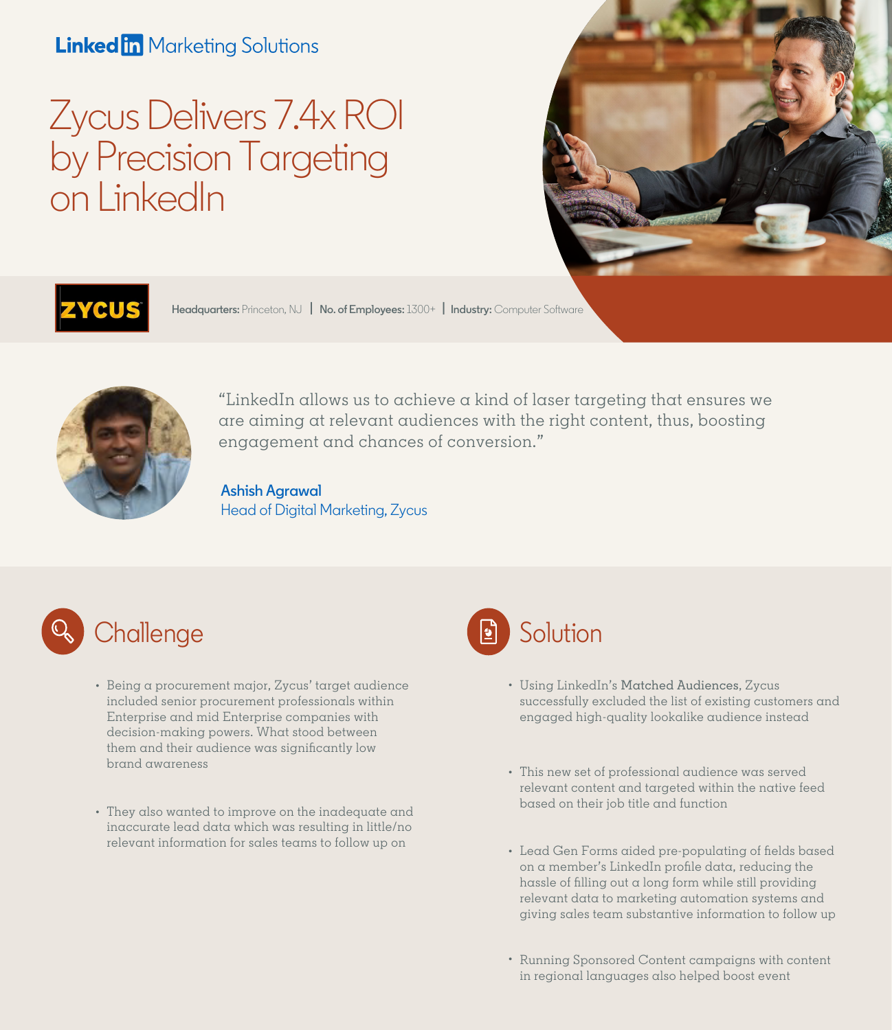LinkedIn Marketing Solutions

# Zycus Delivers 7.4x ROI by Precision Targeting on LinkedIn

ZYCUS

**Headquarters:** Princeton, NJ | **No. of Employees:** 1300+ | **Industry:** Computer Software

"LinkedIn allows us to achieve a kind of laser targeting that ensures we are aiming at relevant audiences with the right content, thus, boosting engagement and chances of conversion."

**Ashish Agrawal**
Head of Digital Marketing, Zycus

## Challenge

- Being a procurement major, Zycus' target audience included senior procurement professionals within Enterprise and mid Enterprise companies with decision-making powers. What stood between them and their audience was significantly low brand awareness
- They also wanted to improve on the inadequate and inaccurate lead data which was resulting in little/no relevant information for sales teams to follow up on

## Solution

- Using LinkedIn's **Matched Audiences**, Zycus successfully excluded the list of existing customers and engaged high-quality lookalike audience instead
- This new set of professional audience was served relevant content and targeted within the native feed based on their job title and function
- Lead Gen Forms aided pre-populating of fields based on a member's LinkedIn profile data, reducing the hassle of filling out a long form while still providing relevant data to marketing automation systems and giving sales team substantive information to follow up
- Running Sponsored Content campaigns with content in regional languages also helped boost event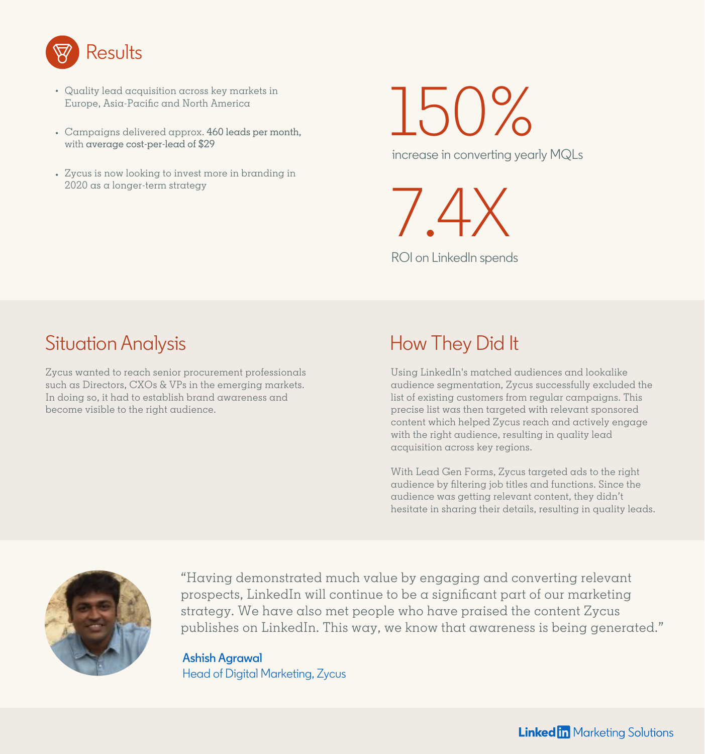## Results

- Quality lead acquisition across key markets in Europe, Asia-Pacific and North America
- Campaigns delivered approx. **460 leads per month,** with **average cost-per-lead of $29**
- Zycus is now looking to invest more in branding in 2020 as a longer-term strategy

**150%**

increase in converting yearly MQLs

**7.4X**

ROI on LinkedIn spends

## Situation Analysis

Zycus wanted to reach senior procurement professionals such as Directors, CXOs & VPs in the emerging markets. In doing so, it had to establish brand awareness and become visible to the right audience.

## How They Did It

Using LinkedIn's matched audiences and lookalike audience segmentation, Zycus successfully excluded the list of existing customers from regular campaigns. This precise list was then targeted with relevant sponsored content which helped Zycus reach and actively engage with the right audience, resulting in quality lead acquisition across key regions.

With Lead Gen Forms, Zycus targeted ads to the right audience by filtering job titles and functions. Since the audience was getting relevant content, they didn't hesitate in sharing their details, resulting in quality leads.

"Having demonstrated much value by engaging and converting relevant prospects, LinkedIn will continue to be a significant part of our marketing strategy. We have also met people who have praised the content Zycus publishes on LinkedIn. This way, we know that awareness is being generated."

**Ashish Agrawal**
Head of Digital Marketing, Zycus

LinkedIn Marketing Solutions